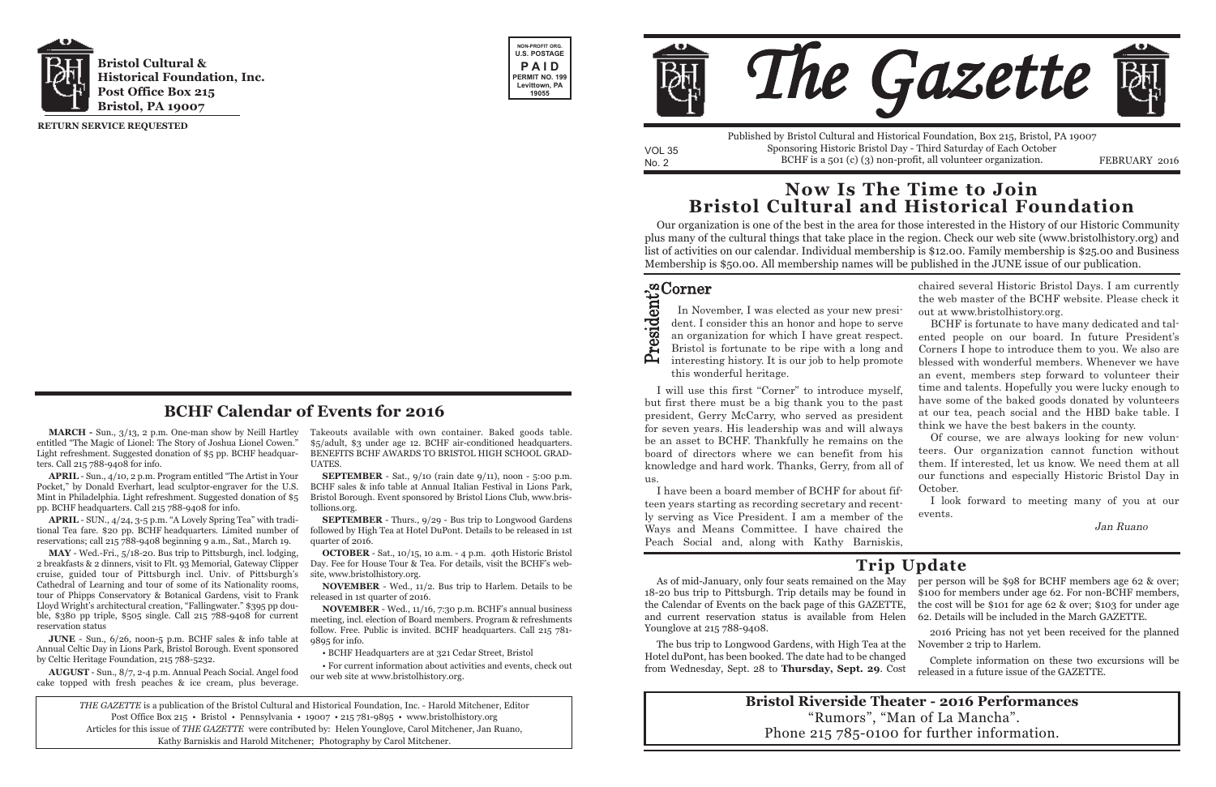**Bristol Cultural & Historical Foundation, Inc.**
**Post Office Box 215**
**Bristol, PA 19007**

**RETURN SERVICE REQUESTED**

NON-PROFIT ORG.
U.S. POSTAGE
PAID
PERMIT NO. 199
Levittown, PA
19055

# The Gazette

Published by Bristol Cultural and Historical Foundation, Box 215, Bristol, PA 19007
Sponsoring Historic Bristol Day - Third Saturday of Each October
BCHF is a 501 (c) (3) non-profit, all volunteer organization.

VOL 35
No. 2

FEBRUARY 2016

## Now Is The Time to Join Bristol Cultural and Historical Foundation

Our organization is one of the best in the area for those interested in the History of our Historic Community plus many of the cultural things that take place in the region. Check our web site (www.bristolhistory.org) and list of activities on our calendar. Individual membership is $12.00. Family membership is $25.00 and Business Membership is $50.00. All membership names will be published in the JUNE issue of our publication.

## President's Corner

In November, I was elected as your new president. I consider this an honor and hope to serve an organization for which I have great respect. Bristol is fortunate to be ripe with a long and interesting history. It is our job to help promote this wonderful heritage.

I will use this first "Corner" to introduce myself, but first there must be a big thank you to the past president, Gerry McCarry, who served as president for seven years. His leadership was and will always be an asset to BCHF. Thankfully he remains on the board of directors where we can benefit from his knowledge and hard work. Thanks, Gerry, from all of us.

I have been a board member of BCHF for about fifteen years starting as recording secretary and recently serving as Vice President. I am a member of the Ways and Means Committee. I have chaired the Peach Social and, along with Kathy Barniskis, chaired several Historic Bristol Days. I am currently the web master of the BCHF website. Please check it out at www.bristolhistory.org.

BCHF is fortunate to have many dedicated and talented people on our board. In future President's Corners I hope to introduce them to you. We also are blessed with wonderful members. Whenever we have an event, members step forward to volunteer their time and talents. Hopefully you were lucky enough to have some of the baked goods donated by volunteers at our tea, peach social and the HBD bake table. I think we have the best bakers in the county.

Of course, we are always looking for new volunteers. Our organization cannot function without them. If interested, let us know. We need them at all our functions and especially Historic Bristol Day in October.

I look forward to meeting many of you at our events.

*Jan Ruano*

## BCHF Calendar of Events for 2016

**MARCH** - Sun., 3/13, 2 p.m. One-man show by Neill Hartley entitled "The Magic of Lionel: The Story of Joshua Lionel Cowen." Light refreshment. Suggested donation of $5 pp. BCHF headquarters. Call 215 788-9408 for info.

**APRIL** - Sun., 4/10, 2 p.m. Program entitled "The Artist in Your Pocket," by Donald Everhart, lead sculptor-engraver for the U.S. Mint in Philadelphia. Light refreshment. Suggested donation of $5 pp. BCHF headquarters. Call 215 788-9408 for info.

**APRIL** - SUN., 4/24, 3-5 p.m. "A Lovely Spring Tea" with traditional Tea fare. $20 pp. BCHF headquarters. Limited number of reservations; call 215 788-9408 beginning 9 a.m., Sat., March 19.

**MAY** - Wed.-Fri., 5/18-20. Bus trip to Pittsburgh, incl. lodging, 2 breakfasts & 2 dinners, visit to Flt. 93 Memorial, Gateway Clipper cruise, guided tour of Pittsburgh incl. Univ. of Pittsburgh's Cathedral of Learning and tour of some of its Nationality rooms, tour of Phipps Conservatory & Botanical Gardens, visit to Frank Lloyd Wright's architectural creation, "Fallingwater." $395 pp double, $380 pp triple, $505 single. Call 215 788-9408 for current reservation status

**JUNE** - Sun., 6/26, noon-5 p.m. BCHF sales & info table at Annual Celtic Day in Lions Park, Bristol Borough. Event sponsored by Celtic Heritage Foundation, 215 788-5232.

**AUGUST** - Sun., 8/7, 2-4 p.m. Annual Peach Social. Angel food cake topped with fresh peaches & ice cream, plus beverage. Takeouts available with own container. Baked goods table. $5/adult, $3 under age 12. BCHF air-conditioned headquarters. BENEFITS BCHF AWARDS TO BRISTOL HIGH SCHOOL GRADUATES.

**SEPTEMBER** - Sat., 9/10 (rain date 9/11), noon - 5:00 p.m. BCHF sales & info table at Annual Italian Festival in Lions Park, Bristol Borough. Event sponsored by Bristol Lions Club, www.bristollions.org.

**SEPTEMBER** - Thurs., 9/29 - Bus trip to Longwood Gardens followed by High Tea at Hotel DuPont. Details to be released in 1st quarter of 2016.

**OCTOBER** - Sat., 10/15, 10 a.m. - 4 p.m. 40th Historic Bristol Day. Fee for House Tour & Tea. For details, visit the BCHF's website, www.bristolhistory.org.

**NOVEMBER** - Wed., 11/2. Bus trip to Harlem. Details to be released in 1st quarter of 2016.

**NOVEMBER** - Wed., 11/16, 7:30 p.m. BCHF's annual business meeting, incl. election of Board members. Program & refreshments follow. Free. Public is invited. BCHF headquarters. Call 215 781-9895 for info.

• BCHF Headquarters are at 321 Cedar Street, Bristol

• For current information about activities and events, check out our web site at www.bristolhistory.org.

*THE GAZETTE* is a publication of the Bristol Cultural and Historical Foundation, Inc. - Harold Mitchener, Editor
Post Office Box 215 • Bristol • Pennsylvania • 19007 • 215 781-9895 • www.bristolhistory.org
Articles for this issue of *THE GAZETTE* were contributed by: Helen Younglove, Carol Mitchener, Jan Ruano, Kathy Barniskis and Harold Mitchener; Photography by Carol Mitchener.

## Trip Update

As of mid-January, only four seats remained on the May 18-20 bus trip to Pittsburgh. Trip details may be found in the Calendar of Events on the back page of this GAZETTE, and current reservation status is available from Helen Younglove at 215 788-9408.

The bus trip to Longwood Gardens, with High Tea at the Hotel duPont, has been booked. The date had to be changed from Wednesday, Sept. 28 to **Thursday, Sept. 29**. Cost per person will be $98 for BCHF members age 62 & over; $100 for members under age 62. For non-BCHF members, the cost will be $101 for age 62 & over; $103 for under age 62. Details will be included in the March GAZETTE.

2016 Pricing has not yet been received for the planned November 2 trip to Harlem.

Complete information on these two excursions will be released in a future issue of the GAZETTE.

**Bristol Riverside Theater - 2016 Performances**
"Rumors", "Man of La Mancha".
Phone 215 785-0100 for further information.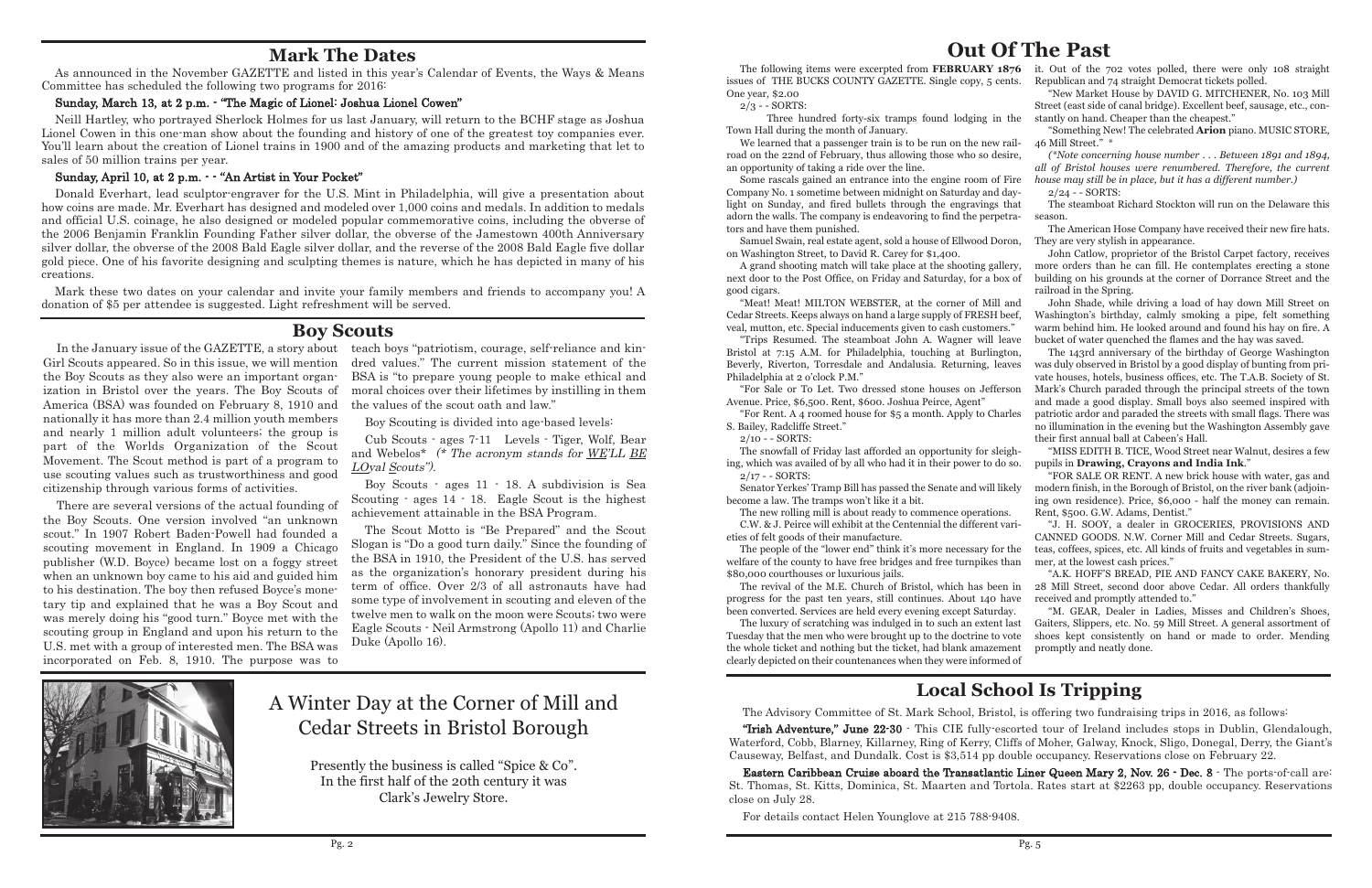## Mark The Dates

As announced in the November GAZETTE and listed in this year's Calendar of Events, the Ways & Means Committee has scheduled the following two programs for 2016:

### Sunday, March 13, at 2 p.m. - "The Magic of Lionel: Joshua Lionel Cowen"

Neill Hartley, who portrayed Sherlock Holmes for us last January, will return to the BCHF stage as Joshua Lionel Cowen in this one-man show about the founding and history of one of the greatest toy companies ever. You'll learn about the creation of Lionel trains in 1900 and of the amazing products and marketing that let to sales of 50 million trains per year.

### Sunday, April 10, at 2 p.m. - - "An Artist in Your Pocket"

Donald Everhart, lead sculptor-engraver for the U.S. Mint in Philadelphia, will give a presentation about how coins are made. Mr. Everhart has designed and modeled over 1,000 coins and medals. In addition to medals and official U.S. coinage, he also designed or modeled popular commemorative coins, including the obverse of the 2006 Benjamin Franklin Founding Father silver dollar, the obverse of the Jamestown 400th Anniversary silver dollar, the obverse of the 2008 Bald Eagle silver dollar, and the reverse of the 2008 Bald Eagle five dollar gold piece. One of his favorite designing and sculpting themes is nature, which he has depicted in many of his creations.

Mark these two dates on your calendar and invite your family members and friends to accompany you! A donation of $5 per attendee is suggested. Light refreshment will be served.

## Boy Scouts

In the January issue of the GAZETTE, a story about Girl Scouts appeared. So in this issue, we will mention the Boy Scouts as they also were an important organization in Bristol over the years. The Boy Scouts of America (BSA) was founded on February 8, 1910 and nationally it has more than 2.4 million youth members and nearly 1 million adult volunteers; the group is part of the Worlds Organization of the Scout Movement. The Scout method is part of a program to use scouting values such as trustworthiness and good citizenship through various forms of activities.

There are several versions of the actual founding of the Boy Scouts. One version involved "an unknown scout." In 1907 Robert Baden-Powell had founded a scouting movement in England. In 1909 a Chicago publisher (W.D. Boyce) became lost on a foggy street when an unknown boy came to his aid and guided him to his destination. The boy then refused Boyce's monetary tip and explained that he was a Boy Scout and was merely doing his "good turn." Boyce met with the scouting group in England and upon his return to the U.S. met with a group of interested men. The BSA was incorporated on Feb. 8, 1910. The purpose was to teach boys "patriotism, courage, self-reliance and kindred values." The current mission statement of the BSA is "to prepare young people to make ethical and moral choices over their lifetimes by instilling in them the values of the scout oath and law."

Boy Scouting is divided into age-based levels:

Cub Scouts - ages 7-11 Levels - Tiger, Wolf, Bear and Webelos* *(* The acronym stands for WE'LL BE LOyal Scouts").*

Boy Scouts - ages 11 - 18. A subdivision is Sea Scouting - ages 14 - 18. Eagle Scout is the highest achievement attainable in the BSA Program.

The Scout Motto is "Be Prepared" and the Scout Slogan is "Do a good turn daily." Since the founding of the BSA in 1910, the President of the U.S. has served as the organization's honorary president during his term of office. Over 2/3 of all astronauts have had some type of involvement in scouting and eleven of the twelve men to walk on the moon were Scouts; two were Eagle Scouts - Neil Armstrong (Apollo 11) and Charlie Duke (Apollo 16).

## A Winter Day at the Corner of Mill and Cedar Streets in Bristol Borough

Presently the business is called "Spice & Co". In the first half of the 20th century it was Clark's Jewelry Store.

## Out Of The Past

The following items were excerpted from **FEBRUARY 1876** issues of THE BUCKS COUNTY GAZETTE. Single copy, 5 cents. One year, $2.00

2/3 - - SORTS:

Three hundred forty-six tramps found lodging in the Town Hall during the month of January.

We learned that a passenger train is to be run on the new railroad on the 22nd of February, thus allowing those who so desire, an opportunity of taking a ride over the line.

Some rascals gained an entrance into the engine room of Fire Company No. 1 sometime between midnight on Saturday and daylight on Sunday, and fired bullets through the engravings that adorn the walls. The company is endeavoring to find the perpetrators and have them punished.

Samuel Swain, real estate agent, sold a house of Ellwood Doron, on Washington Street, to David R. Carey for $1,400.

A grand shooting match will take place at the shooting gallery, next door to the Post Office, on Friday and Saturday, for a box of good cigars.

"Meat! Meat! MILTON WEBSTER, at the corner of Mill and Cedar Streets. Keeps always on hand a large supply of FRESH beef, veal, mutton, etc. Special inducements given to cash customers."

"Trips Resumed. The steamboat John A. Wagner will leave Bristol at 7:15 A.M. for Philadelphia, touching at Burlington, Beverly, Riverton, Torresdale and Andalusia. Returning, leaves Philadelphia at 2 o'clock P.M."

"For Sale or To Let. Two dressed stone houses on Jefferson Avenue. Price, $6,500. Rent, $600. Joshua Peirce, Agent"

"For Rent. A 4 roomed house for $5 a month. Apply to Charles S. Bailey, Radcliffe Street."

2/10 - - SORTS:

The snowfall of Friday last afforded an opportunity for sleighing, which was availed of by all who had it in their power to do so.

2/17 - - SORTS:

Senator Yerkes' Tramp Bill has passed the Senate and will likely become a law. The tramps won't like it a bit.

The new rolling mill is about ready to commence operations.

C.W. & J. Peirce will exhibit at the Centennial the different varieties of felt goods of their manufacture.

The people of the "lower end" think it's more necessary for the welfare of the county to have free bridges and free turnpikes than $80,000 courthouses or luxurious jails.

The revival of the M.E. Church of Bristol, which has been in progress for the past ten years, still continues. About 140 have been converted. Services are held every evening except Saturday.

The luxury of scratching was indulged in to such an extent last Tuesday that the men who were brought up to the doctrine to vote the whole ticket and nothing but the ticket, had blank amazement clearly depicted on their countenances when they were informed of it. Out of the 702 votes polled, there were only 108 straight Republican and 74 straight Democrat tickets polled.

"New Market House by DAVID G. MITCHENER, No. 103 Mill Street (east side of canal bridge). Excellent beef, sausage, etc., constantly on hand. Cheaper than the cheapest."

"Something New! The celebrated **Arion** piano. MUSIC STORE, 46 Mill Street." *

*(\*Note concerning house number . . . Between 1891 and 1894, all of Bristol houses were renumbered. Therefore, the current house may still be in place, but it has a different number.)*

2/24 - - SORTS:

The steamboat Richard Stockton will run on the Delaware this season.

The American Hose Company have received their new fire hats. They are very stylish in appearance.

John Catlow, proprietor of the Bristol Carpet factory, receives more orders than he can fill. He contemplates erecting a stone building on his grounds at the corner of Dorrance Street and the railroad in the Spring.

John Shade, while driving a load of hay down Mill Street on Washington's birthday, calmly smoking a pipe, felt something warm behind him. He looked around and found his hay on fire. A bucket of water quenched the flames and the hay was saved.

The 143rd anniversary of the birthday of George Washington was duly observed in Bristol by a good display of bunting from private houses, hotels, business offices, etc. The T.A.B. Society of St. Mark's Church paraded through the principal streets of the town and made a good display. Small boys also seemed inspired with patriotic ardor and paraded the streets with small flags. There was no illumination in the evening but the Washington Assembly gave their first annual ball at Cabeen's Hall.

"MISS EDITH B. TICE, Wood Street near Walnut, desires a few pupils in **Drawing, Crayons and India Ink**."

"FOR SALE OR RENT. A new brick house with water, gas and modern finish, in the Borough of Bristol, on the river bank (adjoining own residence). Price, $6,000 - half the money can remain. Rent, $500. G.W. Adams, Dentist."

"J. H. SOOY, a dealer in GROCERIES, PROVISIONS AND CANNED GOODS. N.W. Corner Mill and Cedar Streets. Sugars, teas, coffees, spices, etc. All kinds of fruits and vegetables in summer, at the lowest cash prices."

"A.K. HOFF'S BREAD, PIE AND FANCY CAKE BAKERY, No. 28 Mill Street, second door above Cedar. All orders thankfully received and promptly attended to."

"M. GEAR, Dealer in Ladies, Misses and Children's Shoes, Gaiters, Slippers, etc. No. 59 Mill Street. A general assortment of shoes kept consistently on hand or made to order. Mending promptly and neatly done.

## Local School Is Tripping

The Advisory Committee of St. Mark School, Bristol, is offering two fundraising trips in 2016, as follows:

**"Irish Adventure," June 22-30** - This CIE fully-escorted tour of Ireland includes stops in Dublin, Glendalough, Waterford, Cobb, Blarney, Killarney, Ring of Kerry, Cliffs of Moher, Galway, Knock, Sligo, Donegal, Derry, the Giant's Causeway, Belfast, and Dundalk. Cost is $3,514 pp double occupancy. Reservations close on February 22.

**Eastern Caribbean Cruise aboard the Transatlantic Liner Queen Mary 2, Nov. 26 - Dec. 8** - The ports-of-call are: St. Thomas, St. Kitts, Dominica, St. Maarten and Tortola. Rates start at $2263 pp, double occupancy. Reservations close on July 28.

For details contact Helen Younglove at 215 788-9408.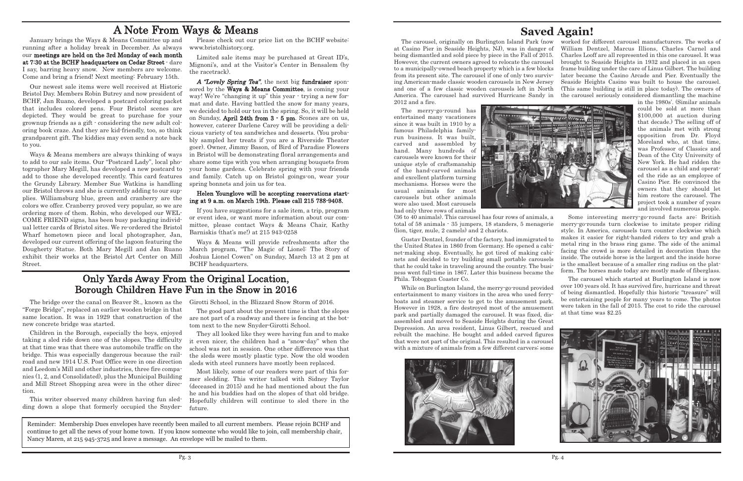# A Note From Ways & Means

January brings the Ways & Means Committee up and running after a holiday break in December. As always our **meetings are held on the 3rd Monday of each month at 7:30 at the BCHF headquarters on Cedar Street** - dare I say, barring heavy snow. New members are welcome. Come and bring a friend! Next meeting: February 15th.

Our newest sale items were well received at Historic Bristol Day. Members Robin Butrey and now president of BCHF, Jan Ruano, developed a postcard coloring packet that includes colored pens. Four Bristol scenes are depicted. They would be great to purchase for your grownup friends as a gift - considering the new adult coloring book craze. And they are kid-friendly, too, so think grandparent gift. The kiddies may even send a note back to you.

Ways & Means members are always thinking of ways to add to our sale items. Our "Postcard Lady", local photographer Mary Megill, has developed a new postcard to add to those she developed recently. This card features the Grundy Library. Member Sue Watkins is handling our Bristol throws and she is currently adding to our supplies. Williamsburg blue, green and cranberry are the colors we offer. Cranberry proved very popular, so we are ordering more of them. Robin, who developed our WELCOME FRIEND signs, has been busy packaging individual letter cards of Bristol sites. We re-ordered the Bristol Wharf hometown piece and local photographer, Jan, developed our current offering of the lagoon featuring the Dougherty Statue. Both Mary Megill and Jan Ruano exhibit their works at the Bristol Art Center on Mill Street.

Please check out our price list on the BCHF website: www.bristolhistory.org.

Limited sale items may be purchased at Great ID's, Mignoni's, and at the Visitor's Center in Bensalem (by the racetrack).

***A "Lovely Spring Tea"***, the next big **fundraiser** sponsored by the **Ways & Means Committee**, is coming your way! We're "changing it up" this year - trying a new format and date. Having battled the snow for many years, we decided to hold our tea in the spring. So, it will be held on Sunday, **April 24th from 3 - 5 pm**. Scones are on us, however, caterer Darlene Carey will be providing a delicious variety of tea sandwiches and desserts. (You probably sampled her treats if you are a Riverside Theater goer). Owner, Jimmy Bason, of Bird of Paradise Flowers in Bristol will be demonstrating floral arrangements and share some tips with you when arranging bouquets from your home gardens. Celebrate spring with your friends and family. Catch up on Bristol goings-on, wear your spring bonnets and join us for tea.

**Helen Younglove will be accepting reservations starting at 9 a.m. on March 19th. Please call 215 788-9408.**

If you have suggestions for a sale item, a trip, program or event idea, or want more information about our committee, please contact Ways & Means Chair, Kathy Barniskis (that's me!) at 215 943-0258

Ways & Means will provide refreshments after the March program, "The Magic of Lionel: The Story of Joshua Lionel Cowen" on Sunday, March 13 at 2 pm at BCHF headquarters.

# Only Yards Away From the Original Location, Borough Children Have Fun in the Snow in 2016

The bridge over the canal on Beaver St., known as the "Forge Bridge", replaced an earlier wooden bridge in that same location. It was in 1929 that construction of the new concrete bridge was started.

Children in the Borough, especially the boys, enjoyed taking a sled ride down one of the slopes. The difficulty at that time was that there was automobile traffic on the bridge. This was especially dangerous because the railroad and new 1914 U.S. Post Office were in one direction and Leedom's Mill and other industries, three fire companies (1, 2, and Consolidated), plus the Municipal Building and Mill Street Shopping area were in the other direction.

This writer observed many children having fun sledding down a slope that formerly occupied the Snyder-Girotti School, in the Blizzard Snow Storm of 2016.

The good part about the present time is that the slopes are not part of a roadway and there is fencing at the bottom next to the new Snyder-Girotti School.

They all looked like they were having fun and to make it even nicer, the children had a "snow-day" when the school was not in session. One other difference was that the sleds were mostly plastic type. Now the old wooden sleds with steel runners have mostly been replaced.

Most likely, some of our readers were part of this former sledding. This writer talked with Sidney Taylor (deceased in 2015) and he had mentioned about the fun he and his buddies had on the slopes of that old bridge. Hopefully children will continue to sled there in the future.

Reminder: Membership Dues envelopes have recently been mailed to all current members. Please rejoin BCHF and continue to get all the news of your home town. If you know someone who would like to join, call membership chair, Nancy Maren, at 215 945-3725 and leave a message. An envelope will be mailed to them.

# Saved Again!

The carousel, originally on Burlington Island Park (now at Casino Pier in Seaside Heights, NJ), was in danger of being dismantled and sold piece by piece in the Fall of 2015. However, the current owners agreed to relocate the carousel to a municipally-owned beach property which is a few blocks from its present site. The carousel if one of only two surviving American-made classic wooden carousels in New Jersey and one of a few classic wooden carousels left in North America. The carousel had survived Hurricane Sandy in 2012 and a fire.

The merry-go-round has entertained many vacationers since it was built in 1910 by a famous Philadelphia family-run business. It was built, carved and assembled by hand. Many hundreds of carousels were known for their unique style of craftsmanship of the hand-carved animals and excellent platform turning mechanisms. Horses were the usual animals for most carousels but other animals were also used. Most carousels had only three rows of animals (36 to 40 animals). This carousel has four rows of animals, a total of 58 animals - 35 jumpers, 18 standers, 5 menagerie (lion, tiger, mule, 2 camels) and 2 chariots.

Gustav Dentzel, founder of the factory, had immigrated to the United States in 1860 from Germany. He opened a cabinet-making shop. Eventually, he got tired of making cabinets and decided to try building small portable carousels that he could take in traveling around the country. The business went full-time in 1867. Later this business became the Phila. Toboggan Coaster Co.

While on Burlington Island, the merry-go-round provided entertainment to many visitors in the area who used ferryboats and steamer service to get to the amusement park. However in 1928, a fire destroyed most of the amusement park and partially damaged the carousel. It was fixed, disassembled and moved to Seaside Heights during the Great Depression. An area resident, Linus Gilbert, rescued and rebuilt the machine. He bought and added carved figures that were not part of the original. This resulted in a carousel with a mixture of animals from a few different carvers; some worked for different carousel manufacturers. The works of William Dentzel, Marcus Illions, Charles Carnel and Charles Looff are all represented in this one carousel. It was brought to Seaside Heights in 1932 and placed in an open frame building under the care of Linus Gilbert. The building later became the Casino Arcade and Pier. Eventually the Seaside Heights Casino was built to house the carousel. (This same building is still in place today). The owners of the carousel seriously considered dismantling the machine in the 1980s'. (Similar animals could be sold at more than $100,000 at auction during that decade.) The selling off of the animals met with strong opposition from Dr. Floyd Moreland who, at that time, was Professor of Classics and Dean of the City University of New York. He had ridden the carousel as a child and operated the ride as an employee of Casino Pier. He convinced the owners that they should let him restore the carousel. The project took a number of years and involved numerous people.

Some interesting merry-go-round facts are: British merry-go-rounds turn clockwise to imitate proper riding style. In America, carousels turn counter clockwise which makes it easier for right-handed riders to try and grab a metal ring in the brass ring game. The side of the animal facing the crowd is more detailed in decoration than the inside. The outside horse is the largest and the inside horse is the smallest because of a smaller ring radius on the platform. The horses made today are mostly made of fiberglass.

The carousel which started at Burlington Island is now over 100 years old. It has survived fire, hurricane and threat of being dismantled. Hopefully this historic "treasure" will be entertaining people for many years to come. The photos were taken in the fall of 2015. The cost to ride the carousel at that time was $2.25